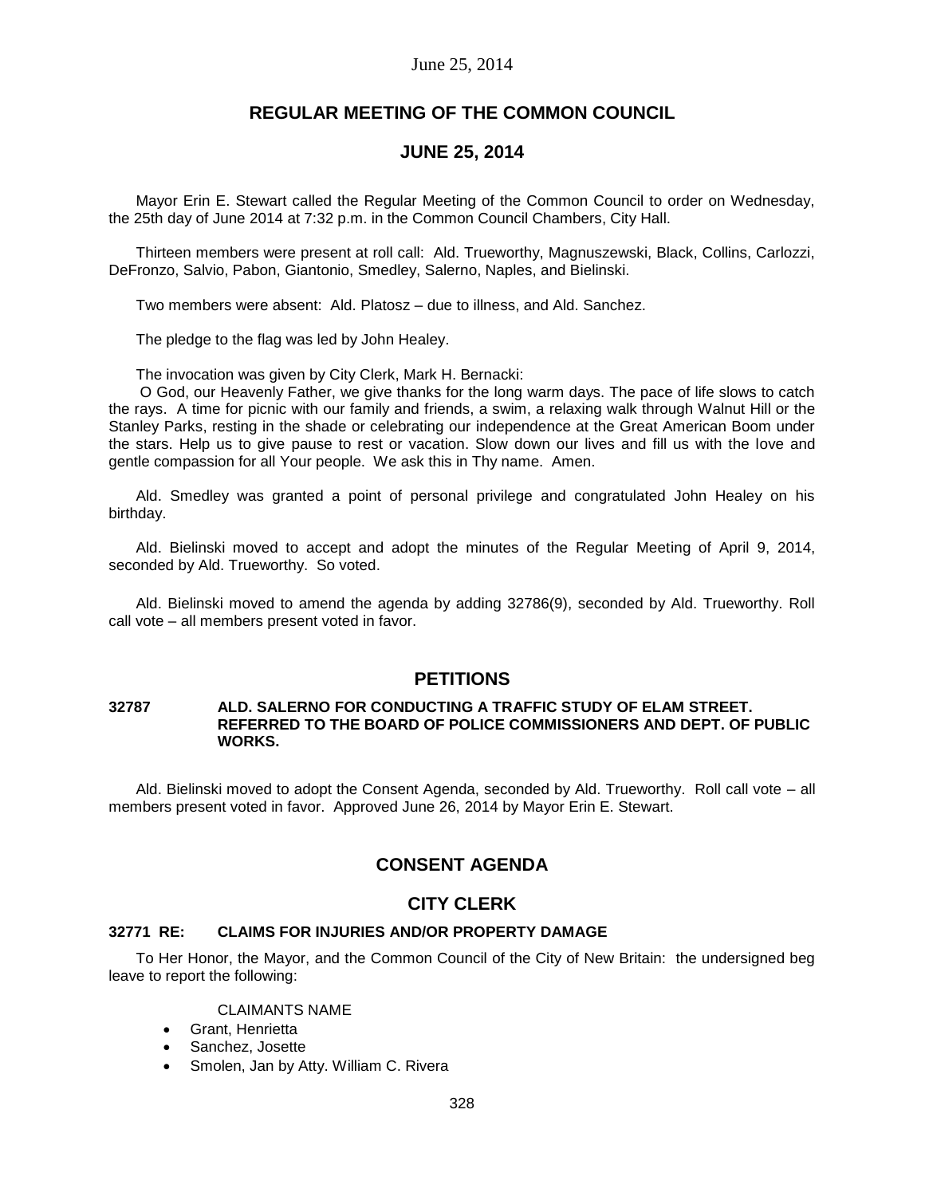# REGULAR MEETING OF THE COMMON COUNCIL

## JUNE 25, 2014

Mayor Erin E. Stewart called the Regular Meeting of the Common Council to order on Wednesday, the 25th day of June 2014 at 7:32 p.m. in the Common Council Chambers, City Hall.

Thirteen members were present at roll call: Ald. Trueworthy, Magnuszewski, Black, Collins, Carlozzi, DeFronzo, Salvio, Pabon, Giantonio, Smedley, Salerno, Naples, and Bielinski.

Two members were absent: Ald. Platosz – due to illness, and Ald. Sanchez.

The pledge to the flag was led by John Healey.

The invocation was given by City Clerk, Mark H. Bernacki:

O God, our Heavenly Father, we give thanks for the long warm days. The pace of life slows to catch the rays. A time for picnic with our family and friends, a swim, a relaxing walk through Walnut Hill or the Stanley Parks, resting in the shade or celebrating our independence at the Great American Boom under the stars. Help us to give pause to rest or vacation. Slow down our lives and fill us with the love and gentle compassion for all Your people. We ask this in Thy name. Amen.

Ald. Smedley was granted a point of personal privilege and congratulated John Healey on his birthday.

Ald. Bielinski moved to accept and adopt the minutes of the Regular Meeting of April 9, 2014, seconded by Ald. Trueworthy. So voted.

Ald. Bielinski moved to amend the agenda by adding 32786(9), seconded by Ald. Trueworthy. Roll call vote – all members present voted in favor.

## PETITIONS

**32787 ALD. SALERNO FOR CONDUCTING A TRAFFIC STUDY OF ELAM STREET. REFERRED TO THE BOARD OF POLICE COMMISSIONERS AND DEPT. OF PUBLIC WORKS.**

Ald. Bielinski moved to adopt the Consent Agenda, seconded by Ald. Trueworthy. Roll call vote – all members present voted in favor. Approved June 26, 2014 by Mayor Erin E. Stewart.

## CONSENT AGENDA

## CITY CLERK

**32771 RE: CLAIMS FOR INJURIES AND/OR PROPERTY DAMAGE**

To Her Honor, the Mayor, and the Common Council of the City of New Britain: the undersigned beg leave to report the following:

CLAIMANTS NAME

- Grant, Henrietta
- Sanchez, Josette
- Smolen, Jan by Atty. William C. Rivera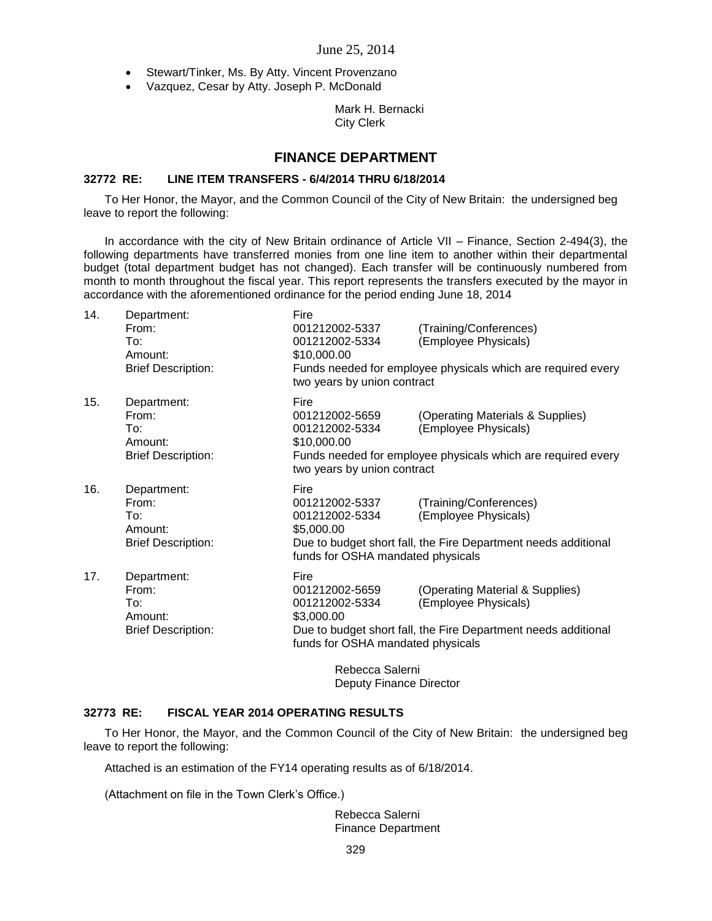- Stewart/Tinker, Ms. By Atty. Vincent Provenzano
- Vazquez, Cesar by Atty. Joseph P. McDonald

Mark H. Bernacki
City Clerk

## FINANCE DEPARTMENT

### 32772 RE: LINE ITEM TRANSFERS - 6/4/2014 THRU 6/18/2014

To Her Honor, the Mayor, and the Common Council of the City of New Britain: the undersigned beg leave to report the following:

In accordance with the city of New Britain ordinance of Article VII – Finance, Section 2-494(3), the following departments have transferred monies from one line item to another within their departmental budget (total department budget has not changed). Each transfer will be continuously numbered from month to month throughout the fiscal year. This report represents the transfers executed by the mayor in accordance with the aforementioned ordinance for the period ending June 18, 2014

14. Department: Fire
    From: 001212002-5337 (Training/Conferences)
    To: 001212002-5334 (Employee Physicals)
    Amount: $10,000.00
    Brief Description: Funds needed for employee physicals which are required every two years by union contract

15. Department: Fire
    From: 001212002-5659 (Operating Materials & Supplies)
    To: 001212002-5334 (Employee Physicals)
    Amount: $10,000.00
    Brief Description: Funds needed for employee physicals which are required every two years by union contract

16. Department: Fire
    From: 001212002-5337 (Training/Conferences)
    To: 001212002-5334 (Employee Physicals)
    Amount: $5,000.00
    Brief Description: Due to budget short fall, the Fire Department needs additional funds for OSHA mandated physicals

17. Department: Fire
    From: 001212002-5659 (Operating Material & Supplies)
    To: 001212002-5334 (Employee Physicals)
    Amount: $3,000.00
    Brief Description: Due to budget short fall, the Fire Department needs additional funds for OSHA mandated physicals

Rebecca Salerni
Deputy Finance Director

### 32773 RE: FISCAL YEAR 2014 OPERATING RESULTS

To Her Honor, the Mayor, and the Common Council of the City of New Britain: the undersigned beg leave to report the following:

Attached is an estimation of the FY14 operating results as of 6/18/2014.

(Attachment on file in the Town Clerk's Office.)

Rebecca Salerni
Finance Department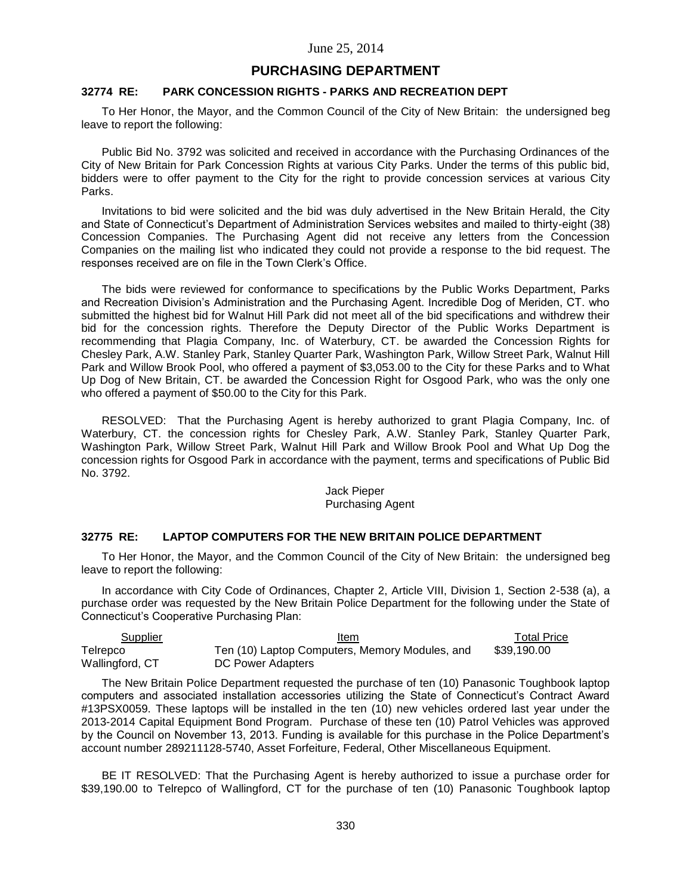## PURCHASING DEPARTMENT

### 32774 RE: PARK CONCESSION RIGHTS - PARKS AND RECREATION DEPT

To Her Honor, the Mayor, and the Common Council of the City of New Britain: the undersigned beg leave to report the following:

Public Bid No. 3792 was solicited and received in accordance with the Purchasing Ordinances of the City of New Britain for Park Concession Rights at various City Parks. Under the terms of this public bid, bidders were to offer payment to the City for the right to provide concession services at various City Parks.

Invitations to bid were solicited and the bid was duly advertised in the New Britain Herald, the City and State of Connecticut's Department of Administration Services websites and mailed to thirty-eight (38) Concession Companies. The Purchasing Agent did not receive any letters from the Concession Companies on the mailing list who indicated they could not provide a response to the bid request. The responses received are on file in the Town Clerk's Office.

The bids were reviewed for conformance to specifications by the Public Works Department, Parks and Recreation Division's Administration and the Purchasing Agent. Incredible Dog of Meriden, CT. who submitted the highest bid for Walnut Hill Park did not meet all of the bid specifications and withdrew their bid for the concession rights. Therefore the Deputy Director of the Public Works Department is recommending that Plagia Company, Inc. of Waterbury, CT. be awarded the Concession Rights for Chesley Park, A.W. Stanley Park, Stanley Quarter Park, Washington Park, Willow Street Park, Walnut Hill Park and Willow Brook Pool, who offered a payment of $3,053.00 to the City for these Parks and to What Up Dog of New Britain, CT. be awarded the Concession Right for Osgood Park, who was the only one who offered a payment of $50.00 to the City for this Park.

RESOLVED: That the Purchasing Agent is hereby authorized to grant Plagia Company, Inc. of Waterbury, CT. the concession rights for Chesley Park, A.W. Stanley Park, Stanley Quarter Park, Washington Park, Willow Street Park, Walnut Hill Park and Willow Brook Pool and What Up Dog the concession rights for Osgood Park in accordance with the payment, terms and specifications of Public Bid No. 3792.

Jack Pieper
Purchasing Agent

### 32775 RE: LAPTOP COMPUTERS FOR THE NEW BRITAIN POLICE DEPARTMENT

To Her Honor, the Mayor, and the Common Council of the City of New Britain: the undersigned beg leave to report the following:

In accordance with City Code of Ordinances, Chapter 2, Article VIII, Division 1, Section 2-538 (a), a purchase order was requested by the New Britain Police Department for the following under the State of Connecticut's Cooperative Purchasing Plan:

| Supplier | Item | Total Price |
|---|---|---|
| Telrepco Wallingford, CT | Ten (10) Laptop Computers, Memory Modules, and DC Power Adapters | $39,190.00 |

The New Britain Police Department requested the purchase of ten (10) Panasonic Toughbook laptop computers and associated installation accessories utilizing the State of Connecticut's Contract Award #13PSX0059. These laptops will be installed in the ten (10) new vehicles ordered last year under the 2013-2014 Capital Equipment Bond Program. Purchase of these ten (10) Patrol Vehicles was approved by the Council on November 13, 2013. Funding is available for this purchase in the Police Department's account number 289211128-5740, Asset Forfeiture, Federal, Other Miscellaneous Equipment.

BE IT RESOLVED: That the Purchasing Agent is hereby authorized to issue a purchase order for $39,190.00 to Telrepco of Wallingford, CT for the purchase of ten (10) Panasonic Toughbook laptop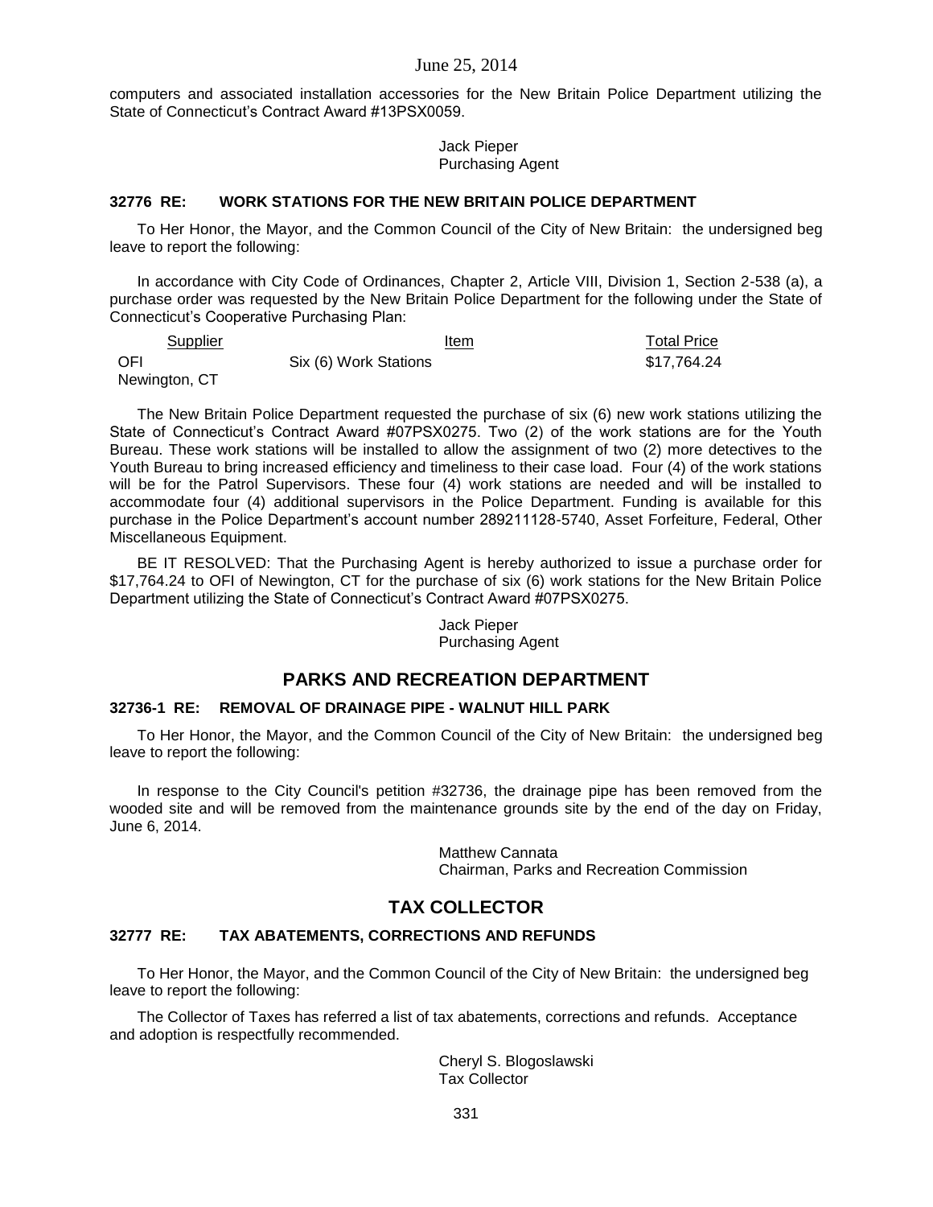computers and associated installation accessories for the New Britain Police Department utilizing the State of Connecticut's Contract Award #13PSX0059.

Jack Pieper
Purchasing Agent

### 32776 RE: WORK STATIONS FOR THE NEW BRITAIN POLICE DEPARTMENT

To Her Honor, the Mayor, and the Common Council of the City of New Britain: the undersigned beg leave to report the following:

In accordance with City Code of Ordinances, Chapter 2, Article VIII, Division 1, Section 2-538 (a), a purchase order was requested by the New Britain Police Department for the following under the State of Connecticut's Cooperative Purchasing Plan:

| Supplier | Item | Total Price |
|---|---|---|
| OFI<br>Newington, CT | Six (6) Work Stations | $17,764.24 |

The New Britain Police Department requested the purchase of six (6) new work stations utilizing the State of Connecticut's Contract Award #07PSX0275. Two (2) of the work stations are for the Youth Bureau. These work stations will be installed to allow the assignment of two (2) more detectives to the Youth Bureau to bring increased efficiency and timeliness to their case load. Four (4) of the work stations will be for the Patrol Supervisors. These four (4) work stations are needed and will be installed to accommodate four (4) additional supervisors in the Police Department. Funding is available for this purchase in the Police Department's account number 289211128-5740, Asset Forfeiture, Federal, Other Miscellaneous Equipment.

BE IT RESOLVED: That the Purchasing Agent is hereby authorized to issue a purchase order for $17,764.24 to OFI of Newington, CT for the purchase of six (6) work stations for the New Britain Police Department utilizing the State of Connecticut's Contract Award #07PSX0275.

Jack Pieper
Purchasing Agent

## PARKS AND RECREATION DEPARTMENT

### 32736-1 RE: REMOVAL OF DRAINAGE PIPE - WALNUT HILL PARK

To Her Honor, the Mayor, and the Common Council of the City of New Britain: the undersigned beg leave to report the following:

In response to the City Council's petition #32736, the drainage pipe has been removed from the wooded site and will be removed from the maintenance grounds site by the end of the day on Friday, June 6, 2014.

Matthew Cannata
Chairman, Parks and Recreation Commission

## TAX COLLECTOR

### 32777 RE: TAX ABATEMENTS, CORRECTIONS AND REFUNDS

To Her Honor, the Mayor, and the Common Council of the City of New Britain: the undersigned beg leave to report the following:

The Collector of Taxes has referred a list of tax abatements, corrections and refunds. Acceptance and adoption is respectfully recommended.

Cheryl S. Blogoslawski
Tax Collector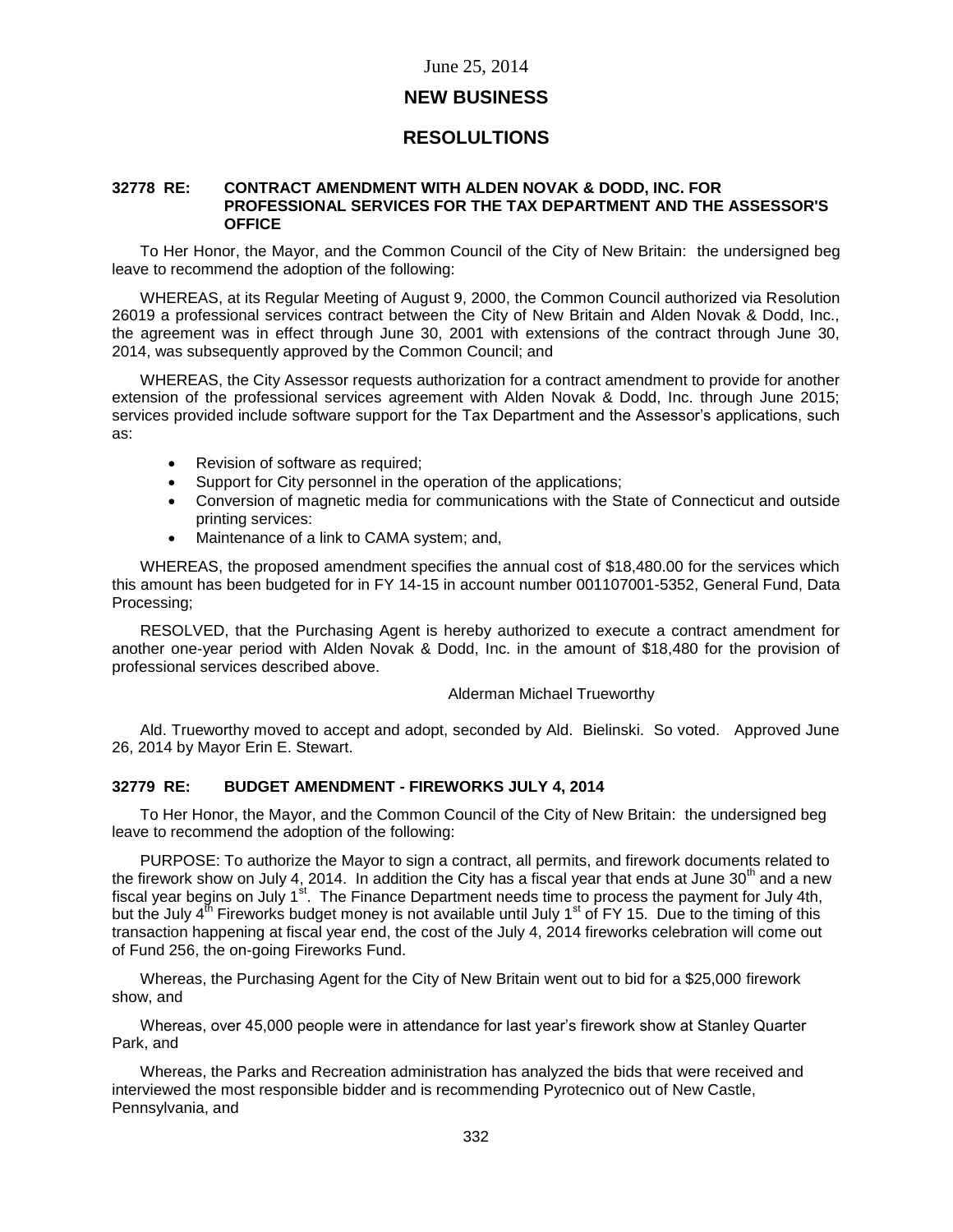June 25, 2014

## NEW BUSINESS

## RESOLULTIONS

**32778 RE: CONTRACT AMENDMENT WITH ALDEN NOVAK & DODD, INC. FOR PROFESSIONAL SERVICES FOR THE TAX DEPARTMENT AND THE ASSESSOR'S OFFICE**

To Her Honor, the Mayor, and the Common Council of the City of New Britain: the undersigned beg leave to recommend the adoption of the following:

WHEREAS, at its Regular Meeting of August 9, 2000, the Common Council authorized via Resolution 26019 a professional services contract between the City of New Britain and Alden Novak & Dodd, Inc., the agreement was in effect through June 30, 2001 with extensions of the contract through June 30, 2014, was subsequently approved by the Common Council; and

WHEREAS, the City Assessor requests authorization for a contract amendment to provide for another extension of the professional services agreement with Alden Novak & Dodd, Inc. through June 2015; services provided include software support for the Tax Department and the Assessor's applications, such as:

- Revision of software as required;
- Support for City personnel in the operation of the applications;
- Conversion of magnetic media for communications with the State of Connecticut and outside printing services:
- Maintenance of a link to CAMA system; and,

WHEREAS, the proposed amendment specifies the annual cost of $18,480.00 for the services which this amount has been budgeted for in FY 14-15 in account number 001107001-5352, General Fund, Data Processing;

RESOLVED, that the Purchasing Agent is hereby authorized to execute a contract amendment for another one-year period with Alden Novak & Dodd, Inc. in the amount of $18,480 for the provision of professional services described above.

Alderman Michael Trueworthy

Ald. Trueworthy moved to accept and adopt, seconded by Ald. Bielinski. So voted. Approved June 26, 2014 by Mayor Erin E. Stewart.

**32779 RE: BUDGET AMENDMENT - FIREWORKS JULY 4, 2014**

To Her Honor, the Mayor, and the Common Council of the City of New Britain: the undersigned beg leave to recommend the adoption of the following:

PURPOSE: To authorize the Mayor to sign a contract, all permits, and firework documents related to the firework show on July 4, 2014. In addition the City has a fiscal year that ends at June 30th and a new fiscal year begins on July 1st. The Finance Department needs time to process the payment for July 4th, but the July 4th Fireworks budget money is not available until July 1st of FY 15. Due to the timing of this transaction happening at fiscal year end, the cost of the July 4, 2014 fireworks celebration will come out of Fund 256, the on-going Fireworks Fund.

Whereas, the Purchasing Agent for the City of New Britain went out to bid for a $25,000 firework show, and

Whereas, over 45,000 people were in attendance for last year's firework show at Stanley Quarter Park, and

Whereas, the Parks and Recreation administration has analyzed the bids that were received and interviewed the most responsible bidder and is recommending Pyrotecnico out of New Castle, Pennsylvania, and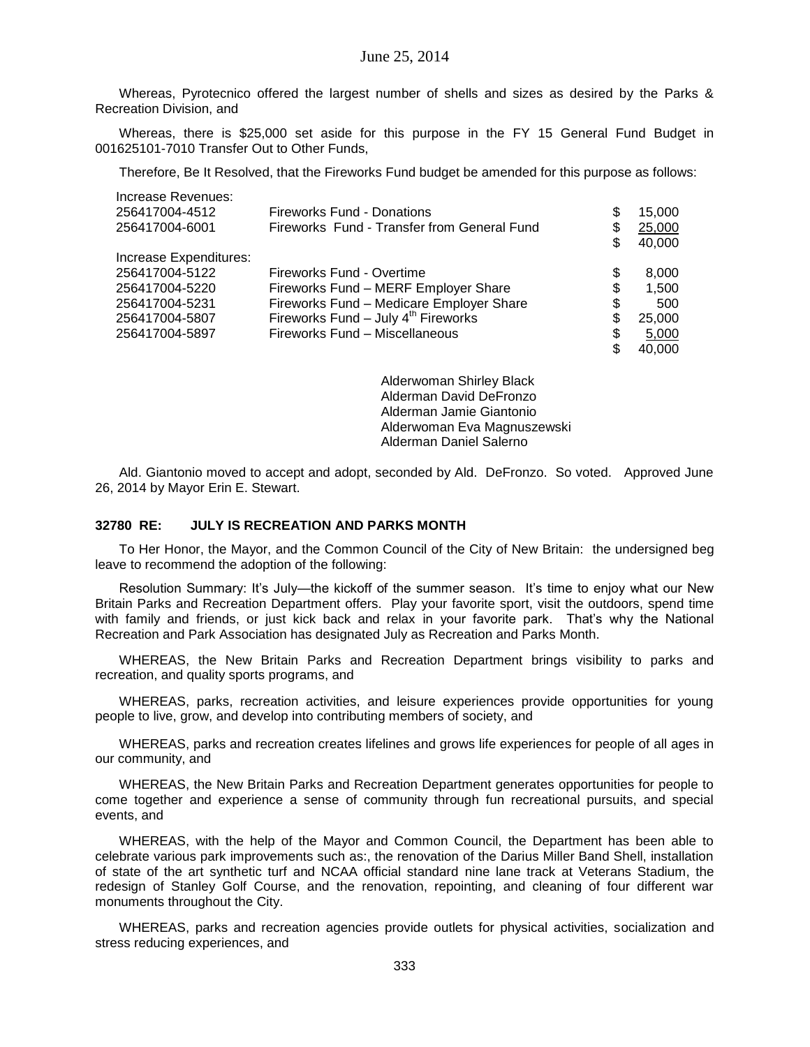Whereas, Pyrotecnico offered the largest number of shells and sizes as desired by the Parks & Recreation Division, and

Whereas, there is $25,000 set aside for this purpose in the FY 15 General Fund Budget in 001625101-7010 Transfer Out to Other Funds,

Therefore, Be It Resolved, that the Fireworks Fund budget be amended for this purpose as follows:

| | | |
|---|---|---|
| Increase Revenues: | | |
| 256417004-4512 | Fireworks Fund - Donations | $ 15,000 |
| 256417004-6001 | Fireworks Fund - Transfer from General Fund | $ 25,000 |
| | | $ 40,000 |
| Increase Expenditures: | | |
| 256417004-5122 | Fireworks Fund - Overtime | $ 8,000 |
| 256417004-5220 | Fireworks Fund – MERF Employer Share | $ 1,500 |
| 256417004-5231 | Fireworks Fund – Medicare Employer Share | $ 500 |
| 256417004-5807 | Fireworks Fund – July 4th Fireworks | $ 25,000 |
| 256417004-5897 | Fireworks Fund – Miscellaneous | $ 5,000 |
| | | $ 40,000 |

Alderwoman Shirley Black
Alderman David DeFronzo
Alderman Jamie Giantonio
Alderwoman Eva Magnuszewski
Alderman Daniel Salerno

Ald. Giantonio moved to accept and adopt, seconded by Ald. DeFronzo. So voted. Approved June 26, 2014 by Mayor Erin E. Stewart.

**32780 RE: JULY IS RECREATION AND PARKS MONTH**

To Her Honor, the Mayor, and the Common Council of the City of New Britain: the undersigned beg leave to recommend the adoption of the following:

Resolution Summary: It's July—the kickoff of the summer season. It's time to enjoy what our New Britain Parks and Recreation Department offers. Play your favorite sport, visit the outdoors, spend time with family and friends, or just kick back and relax in your favorite park. That's why the National Recreation and Park Association has designated July as Recreation and Parks Month.

WHEREAS, the New Britain Parks and Recreation Department brings visibility to parks and recreation, and quality sports programs, and

WHEREAS, parks, recreation activities, and leisure experiences provide opportunities for young people to live, grow, and develop into contributing members of society, and

WHEREAS, parks and recreation creates lifelines and grows life experiences for people of all ages in our community, and

WHEREAS, the New Britain Parks and Recreation Department generates opportunities for people to come together and experience a sense of community through fun recreational pursuits, and special events, and

WHEREAS, with the help of the Mayor and Common Council, the Department has been able to celebrate various park improvements such as:, the renovation of the Darius Miller Band Shell, installation of state of the art synthetic turf and NCAA official standard nine lane track at Veterans Stadium, the redesign of Stanley Golf Course, and the renovation, repointing, and cleaning of four different war monuments throughout the City.

WHEREAS, parks and recreation agencies provide outlets for physical activities, socialization and stress reducing experiences, and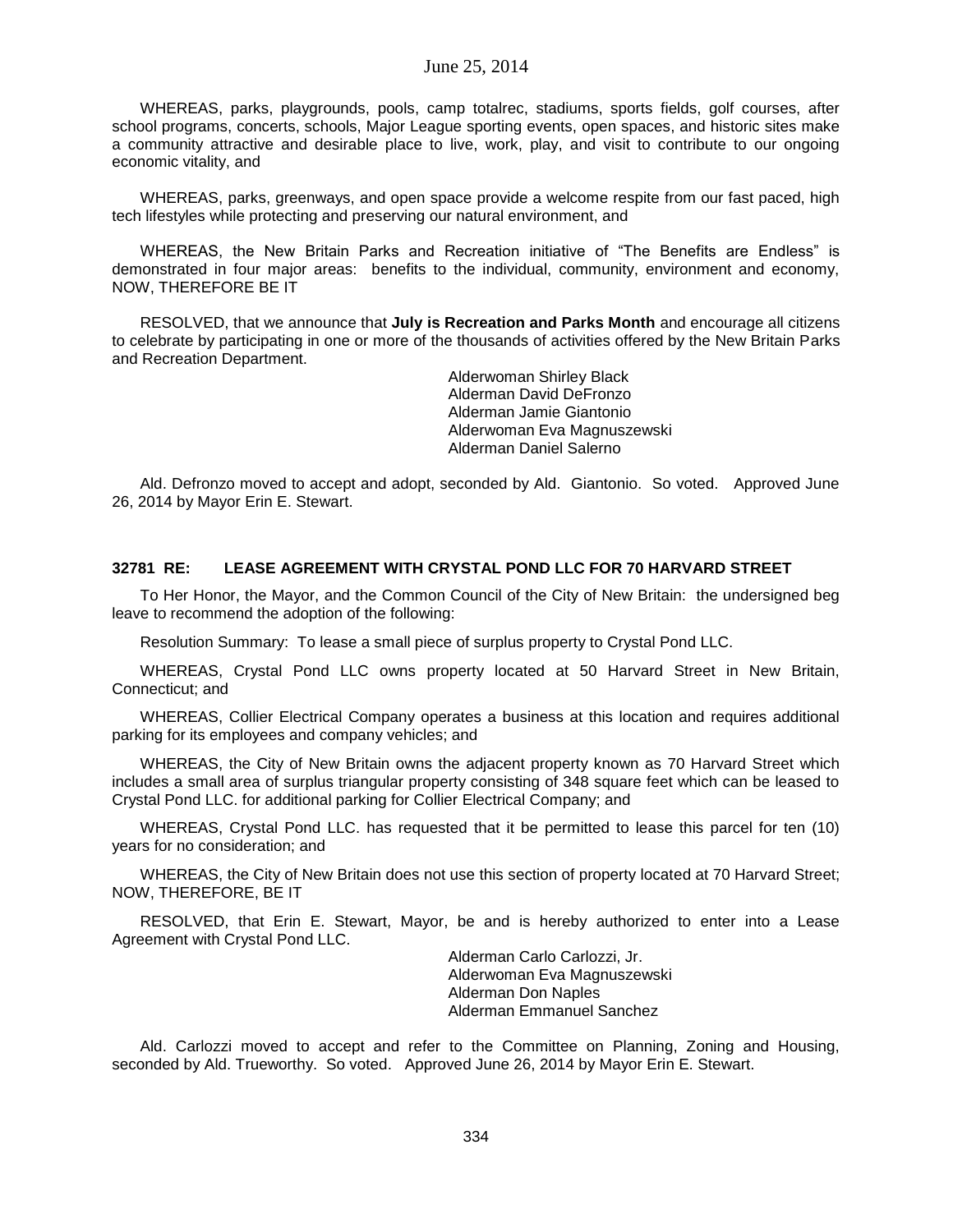WHEREAS, parks, playgrounds, pools, camp totalrec, stadiums, sports fields, golf courses, after school programs, concerts, schools, Major League sporting events, open spaces, and historic sites make a community attractive and desirable place to live, work, play, and visit to contribute to our ongoing economic vitality, and

WHEREAS, parks, greenways, and open space provide a welcome respite from our fast paced, high tech lifestyles while protecting and preserving our natural environment, and

WHEREAS, the New Britain Parks and Recreation initiative of "The Benefits are Endless" is demonstrated in four major areas: benefits to the individual, community, environment and economy, NOW, THEREFORE BE IT

RESOLVED, that we announce that **July is Recreation and Parks Month** and encourage all citizens to celebrate by participating in one or more of the thousands of activities offered by the New Britain Parks and Recreation Department.

Alderwoman Shirley Black
Alderman David DeFronzo
Alderman Jamie Giantonio
Alderwoman Eva Magnuszewski
Alderman Daniel Salerno

Ald. Defronzo moved to accept and adopt, seconded by Ald. Giantonio. So voted. Approved June 26, 2014 by Mayor Erin E. Stewart.

### 32781 RE: LEASE AGREEMENT WITH CRYSTAL POND LLC FOR 70 HARVARD STREET

To Her Honor, the Mayor, and the Common Council of the City of New Britain: the undersigned beg leave to recommend the adoption of the following:

Resolution Summary: To lease a small piece of surplus property to Crystal Pond LLC.

WHEREAS, Crystal Pond LLC owns property located at 50 Harvard Street in New Britain, Connecticut; and

WHEREAS, Collier Electrical Company operates a business at this location and requires additional parking for its employees and company vehicles; and

WHEREAS, the City of New Britain owns the adjacent property known as 70 Harvard Street which includes a small area of surplus triangular property consisting of 348 square feet which can be leased to Crystal Pond LLC. for additional parking for Collier Electrical Company; and

WHEREAS, Crystal Pond LLC. has requested that it be permitted to lease this parcel for ten (10) years for no consideration; and

WHEREAS, the City of New Britain does not use this section of property located at 70 Harvard Street; NOW, THEREFORE, BE IT

RESOLVED, that Erin E. Stewart, Mayor, be and is hereby authorized to enter into a Lease Agreement with Crystal Pond LLC.

Alderman Carlo Carlozzi, Jr.
Alderwoman Eva Magnuszewski
Alderman Don Naples
Alderman Emmanuel Sanchez

Ald. Carlozzi moved to accept and refer to the Committee on Planning, Zoning and Housing, seconded by Ald. Trueworthy. So voted. Approved June 26, 2014 by Mayor Erin E. Stewart.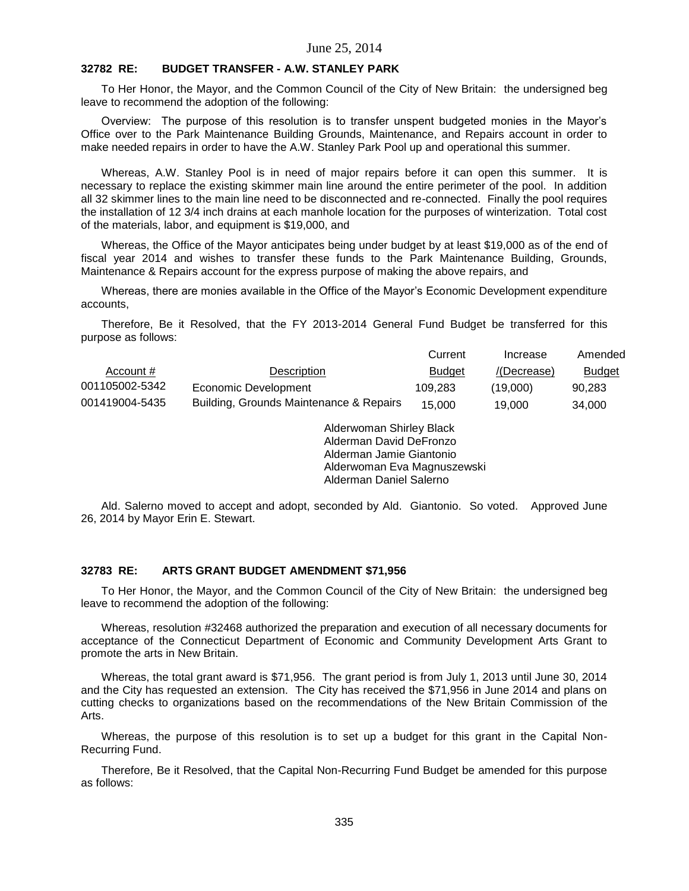June 25, 2014

### 32782 RE: BUDGET TRANSFER - A.W. STANLEY PARK

To Her Honor, the Mayor, and the Common Council of the City of New Britain: the undersigned beg leave to recommend the adoption of the following:

Overview: The purpose of this resolution is to transfer unspent budgeted monies in the Mayor's Office over to the Park Maintenance Building Grounds, Maintenance, and Repairs account in order to make needed repairs in order to have the A.W. Stanley Park Pool up and operational this summer.

Whereas, A.W. Stanley Pool is in need of major repairs before it can open this summer. It is necessary to replace the existing skimmer main line around the entire perimeter of the pool. In addition all 32 skimmer lines to the main line need to be disconnected and re-connected. Finally the pool requires the installation of 12 3/4 inch drains at each manhole location for the purposes of winterization. Total cost of the materials, labor, and equipment is $19,000, and

Whereas, the Office of the Mayor anticipates being under budget by at least $19,000 as of the end of fiscal year 2014 and wishes to transfer these funds to the Park Maintenance Building, Grounds, Maintenance & Repairs account for the express purpose of making the above repairs, and

Whereas, there are monies available in the Office of the Mayor's Economic Development expenditure accounts,

Therefore, Be it Resolved, that the FY 2013-2014 General Fund Budget be transferred for this purpose as follows:

| Account # | Description | Current Budget | Increase /(Decrease) | Amended Budget |
|---|---|---|---|---|
| 001105002-5342 | Economic Development | 109,283 | (19,000) | 90,283 |
| 001419004-5435 | Building, Grounds Maintenance & Repairs | 15,000 | 19,000 | 34,000 |

Alderwoman Shirley Black
Alderman David DeFronzo
Alderman Jamie Giantonio
Alderwoman Eva Magnuszewski
Alderman Daniel Salerno

Ald. Salerno moved to accept and adopt, seconded by Ald. Giantonio. So voted. Approved June 26, 2014 by Mayor Erin E. Stewart.

### 32783 RE: ARTS GRANT BUDGET AMENDMENT $71,956

To Her Honor, the Mayor, and the Common Council of the City of New Britain: the undersigned beg leave to recommend the adoption of the following:

Whereas, resolution #32468 authorized the preparation and execution of all necessary documents for acceptance of the Connecticut Department of Economic and Community Development Arts Grant to promote the arts in New Britain.

Whereas, the total grant award is $71,956. The grant period is from July 1, 2013 until June 30, 2014 and the City has requested an extension. The City has received the $71,956 in June 2014 and plans on cutting checks to organizations based on the recommendations of the New Britain Commission of the Arts.

Whereas, the purpose of this resolution is to set up a budget for this grant in the Capital Non-Recurring Fund.

Therefore, Be it Resolved, that the Capital Non-Recurring Fund Budget be amended for this purpose as follows: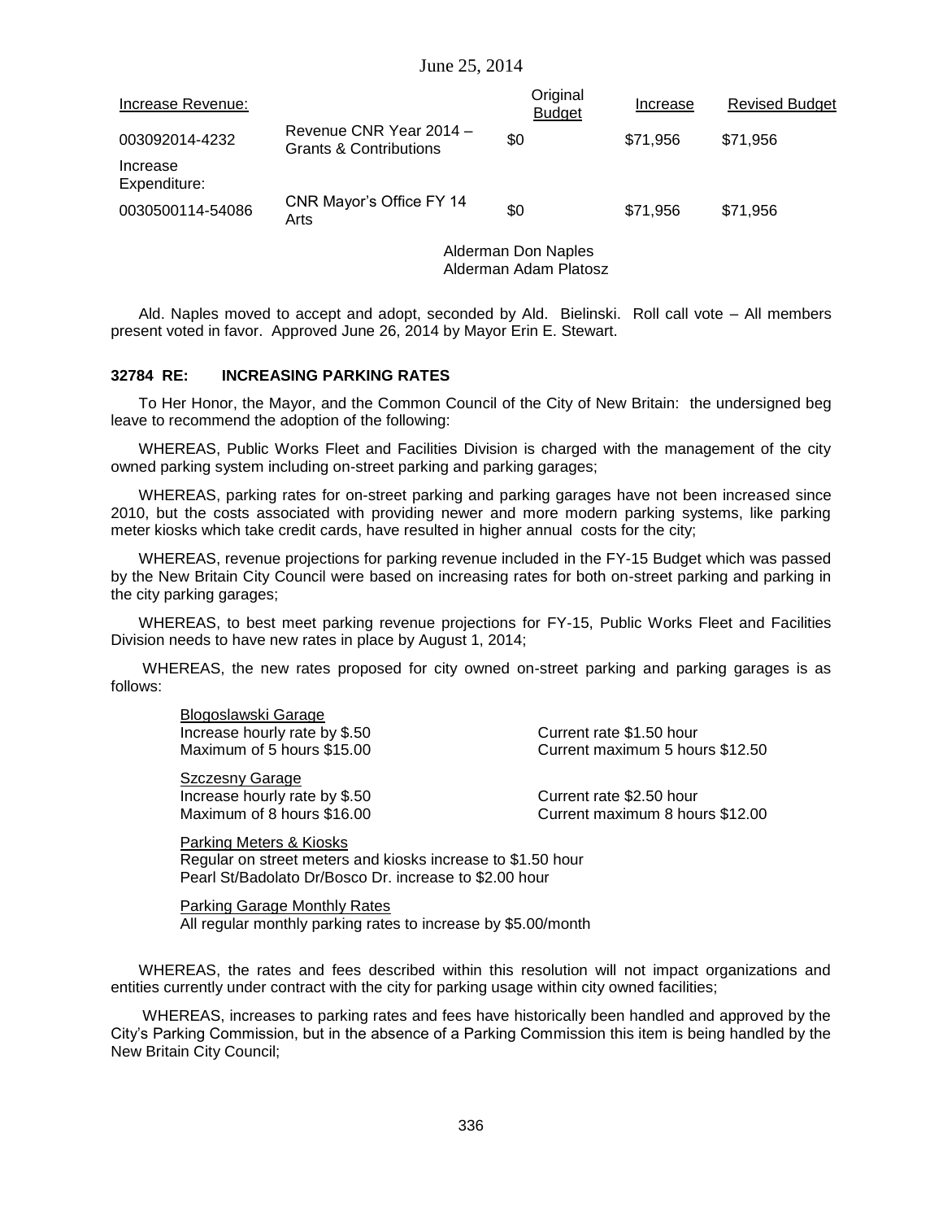| Increase Revenue: | | Original Budget | Increase | Revised Budget |
|---|---|---|---|---|
| 003092014-4232 | Revenue CNR Year 2014 – Grants & Contributions | $0 | $71,956 | $71,956 |
| Increase Expenditure: | | | | |
| 0030500114-54086 | CNR Mayor's Office FY 14 Arts | $0 | $71,956 | $71,956 |

Alderman Don Naples
Alderman Adam Platosz

Ald. Naples moved to accept and adopt, seconded by Ald. Bielinski. Roll call vote – All members present voted in favor. Approved June 26, 2014 by Mayor Erin E. Stewart.

**32784 RE: INCREASING PARKING RATES**

To Her Honor, the Mayor, and the Common Council of the City of New Britain: the undersigned beg leave to recommend the adoption of the following:

WHEREAS, Public Works Fleet and Facilities Division is charged with the management of the city owned parking system including on-street parking and parking garages;

WHEREAS, parking rates for on-street parking and parking garages have not been increased since 2010, but the costs associated with providing newer and more modern parking systems, like parking meter kiosks which take credit cards, have resulted in higher annual costs for the city;

WHEREAS, revenue projections for parking revenue included in the FY-15 Budget which was passed by the New Britain City Council were based on increasing rates for both on-street parking and parking in the city parking garages;

WHEREAS, to best meet parking revenue projections for FY-15, Public Works Fleet and Facilities Division needs to have new rates in place by August 1, 2014;

WHEREAS, the new rates proposed for city owned on-street parking and parking garages is as follows:

Blogoslawski Garage
Increase hourly rate by $.50 — Current rate $1.50 hour
Maximum of 5 hours $15.00 — Current maximum 5 hours $12.50

Szczesny Garage
Increase hourly rate by $.50 — Current rate $2.50 hour
Maximum of 8 hours $16.00 — Current maximum 8 hours $12.00

Parking Meters & Kiosks
Regular on street meters and kiosks increase to $1.50 hour
Pearl St/Badolato Dr/Bosco Dr. increase to $2.00 hour

Parking Garage Monthly Rates
All regular monthly parking rates to increase by $5.00/month

WHEREAS, the rates and fees described within this resolution will not impact organizations and entities currently under contract with the city for parking usage within city owned facilities;

WHEREAS, increases to parking rates and fees have historically been handled and approved by the City's Parking Commission, but in the absence of a Parking Commission this item is being handled by the New Britain City Council;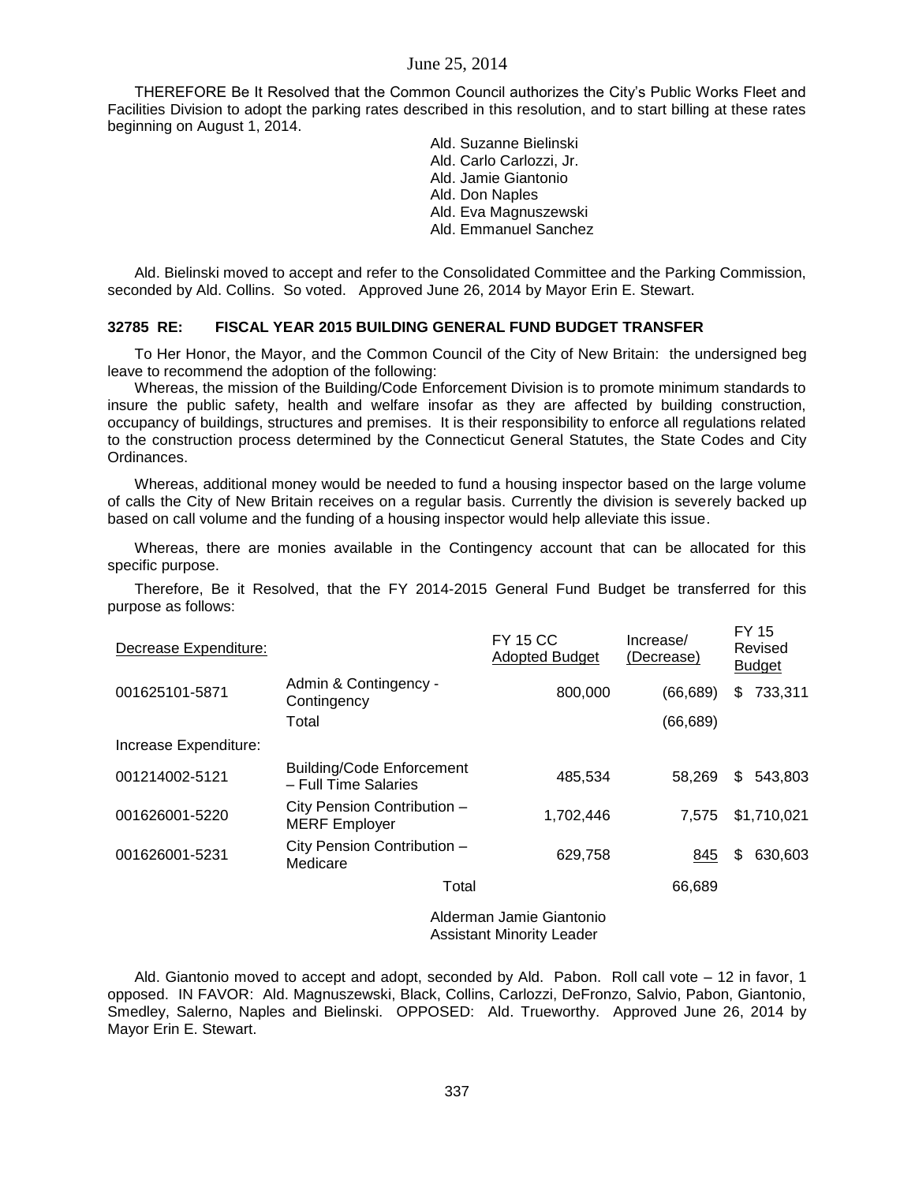THEREFORE Be It Resolved that the Common Council authorizes the City's Public Works Fleet and Facilities Division to adopt the parking rates described in this resolution, and to start billing at these rates beginning on August 1, 2014.

Ald. Suzanne Bielinski
Ald. Carlo Carlozzi, Jr.
Ald. Jamie Giantonio
Ald. Don Naples
Ald. Eva Magnuszewski
Ald. Emmanuel Sanchez

Ald. Bielinski moved to accept and refer to the Consolidated Committee and the Parking Commission, seconded by Ald. Collins. So voted. Approved June 26, 2014 by Mayor Erin E. Stewart.

### 32785 RE: FISCAL YEAR 2015 BUILDING GENERAL FUND BUDGET TRANSFER

To Her Honor, the Mayor, and the Common Council of the City of New Britain: the undersigned beg leave to recommend the adoption of the following:

Whereas, the mission of the Building/Code Enforcement Division is to promote minimum standards to insure the public safety, health and welfare insofar as they are affected by building construction, occupancy of buildings, structures and premises. It is their responsibility to enforce all regulations related to the construction process determined by the Connecticut General Statutes, the State Codes and City Ordinances.

Whereas, additional money would be needed to fund a housing inspector based on the large volume of calls the City of New Britain receives on a regular basis. Currently the division is severely backed up based on call volume and the funding of a housing inspector would help alleviate this issue.

Whereas, there are monies available in the Contingency account that can be allocated for this specific purpose.

Therefore, Be it Resolved, that the FY 2014-2015 General Fund Budget be transferred for this purpose as follows:

| Decrease Expenditure: | | FY 15 CC Adopted Budget | Increase/ (Decrease) | FY 15 Revised Budget |
|---|---|---|---|---|
| 001625101-5871 | Admin & Contingency - Contingency | 800,000 | (66,689) | $ 733,311 |
| | Total | | (66,689) | |
| Increase Expenditure: | | | | |
| 001214002-5121 | Building/Code Enforcement – Full Time Salaries | 485,534 | 58,269 | $ 543,803 |
| 001626001-5220 | City Pension Contribution – MERF Employer | 1,702,446 | 7,575 | $1,710,021 |
| 001626001-5231 | City Pension Contribution – Medicare | 629,758 | 845 | $ 630,603 |
| | Total | | 66,689 | |

Alderman Jamie Giantonio
Assistant Minority Leader

Ald. Giantonio moved to accept and adopt, seconded by Ald. Pabon. Roll call vote – 12 in favor, 1 opposed. IN FAVOR: Ald. Magnuszewski, Black, Collins, Carlozzi, DeFronzo, Salvio, Pabon, Giantonio, Smedley, Salerno, Naples and Bielinski. OPPOSED: Ald. Trueworthy. Approved June 26, 2014 by Mayor Erin E. Stewart.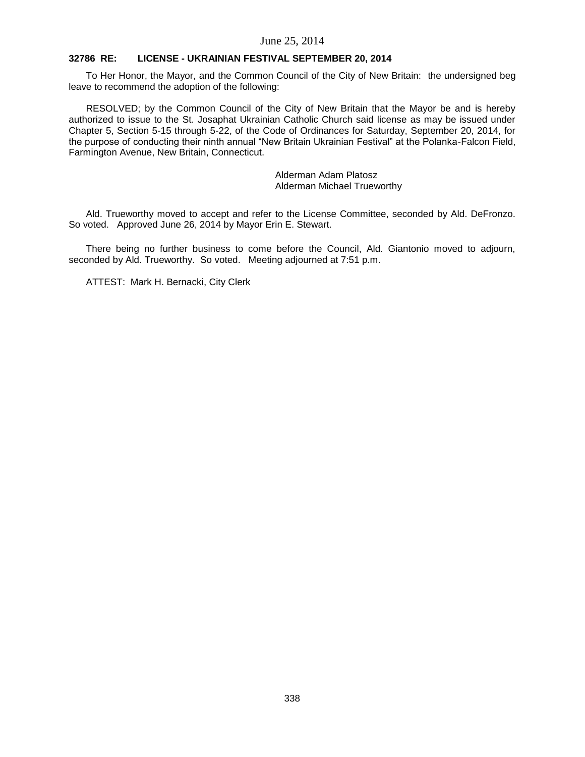**32786 RE: LICENSE - UKRAINIAN FESTIVAL SEPTEMBER 20, 2014**

To Her Honor, the Mayor, and the Common Council of the City of New Britain: the undersigned beg leave to recommend the adoption of the following:

RESOLVED; by the Common Council of the City of New Britain that the Mayor be and is hereby authorized to issue to the St. Josaphat Ukrainian Catholic Church said license as may be issued under Chapter 5, Section 5-15 through 5-22, of the Code of Ordinances for Saturday, September 20, 2014, for the purpose of conducting their ninth annual "New Britain Ukrainian Festival" at the Polanka-Falcon Field, Farmington Avenue, New Britain, Connecticut.

Alderman Adam Platosz
Alderman Michael Trueworthy

Ald. Trueworthy moved to accept and refer to the License Committee, seconded by Ald. DeFronzo. So voted. Approved June 26, 2014 by Mayor Erin E. Stewart.

There being no further business to come before the Council, Ald. Giantonio moved to adjourn, seconded by Ald. Trueworthy. So voted. Meeting adjourned at 7:51 p.m.

ATTEST: Mark H. Bernacki, City Clerk